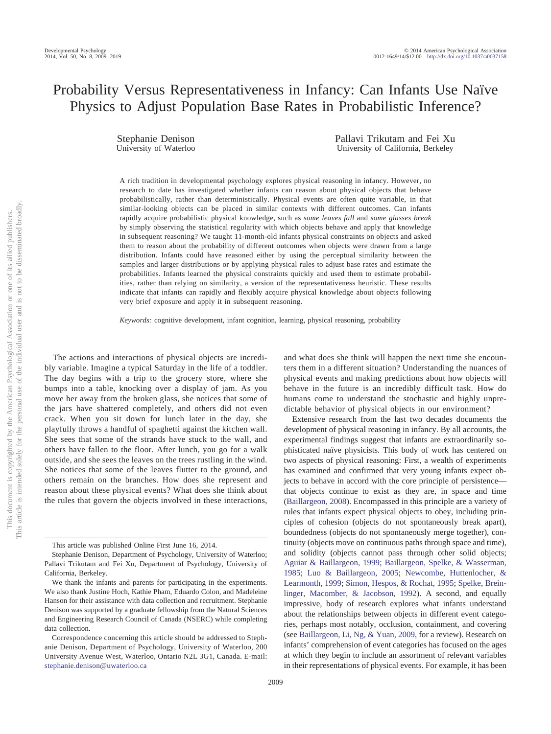# Probability Versus Representativeness in Infancy: Can Infants Use Naïve Physics to Adjust Population Base Rates in Probabilistic Inference?

Stephanie Denison
University of Waterloo

Pallavi Trikutam and Fei Xu
University of California, Berkeley

A rich tradition in developmental psychology explores physical reasoning in infancy. However, no research to date has investigated whether infants can reason about physical objects that behave probabilistically, rather than deterministically. Physical events are often quite variable, in that similar-looking objects can be placed in similar contexts with different outcomes. Can infants rapidly acquire probabilistic physical knowledge, such as *some leaves fall* and *some glasses break* by simply observing the statistical regularity with which objects behave and apply that knowledge in subsequent reasoning? We taught 11-month-old infants physical constraints on objects and asked them to reason about the probability of different outcomes when objects were drawn from a large distribution. Infants could have reasoned either by using the perceptual similarity between the samples and larger distributions or by applying physical rules to adjust base rates and estimate the probabilities. Infants learned the physical constraints quickly and used them to estimate probabilities, rather than relying on similarity, a version of the representativeness heuristic. These results indicate that infants can rapidly and flexibly acquire physical knowledge about objects following very brief exposure and apply it in subsequent reasoning.

*Keywords:* cognitive development, infant cognition, learning, physical reasoning, probability

The actions and interactions of physical objects are incredibly variable. Imagine a typical Saturday in the life of a toddler. The day begins with a trip to the grocery store, where she bumps into a table, knocking over a display of jam. As you move her away from the broken glass, she notices that some of the jars have shattered completely, and others did not even crack. When you sit down for lunch later in the day, she playfully throws a handful of spaghetti against the kitchen wall. She sees that some of the strands have stuck to the wall, and others have fallen to the floor. After lunch, you go for a walk outside, and she sees the leaves on the trees rustling in the wind. She notices that some of the leaves flutter to the ground, and others remain on the branches. How does she represent and reason about these physical events? What does she think about the rules that govern the objects involved in these interactions, and what does she think will happen the next time she encounters them in a different situation? Understanding the nuances of physical events and making predictions about how objects will behave in the future is an incredibly difficult task. How do humans come to understand the stochastic and highly unpredictable behavior of physical objects in our environment?

Extensive research from the last two decades documents the development of physical reasoning in infancy. By all accounts, the experimental findings suggest that infants are extraordinarily sophisticated naïve physicists. This body of work has centered on two aspects of physical reasoning: First, a wealth of experiments has examined and confirmed that very young infants expect objects to behave in accord with the core principle of persistence—that objects continue to exist as they are, in space and time (Baillargeon, 2008). Encompassed in this principle are a variety of rules that infants expect physical objects to obey, including principles of cohesion (objects do not spontaneously break apart), boundedness (objects do not spontaneously merge together), continuity (objects move on continuous paths through space and time), and solidity (objects cannot pass through other solid objects; Aguiar & Baillargeon, 1999; Baillargeon, Spelke, & Wasserman, 1985; Luo & Baillargeon, 2005; Newcombe, Huttenlocher, & Learmonth, 1999; Simon, Hespos, & Rochat, 1995; Spelke, Breinlinger, Macomber, & Jacobson, 1992). A second, and equally impressive, body of research explores what infants understand about the relationships between objects in different event categories, perhaps most notably, occlusion, containment, and covering (see Baillargeon, Li, Ng, & Yuan, 2009, for a review). Research on infants' comprehension of event categories has focused on the ages at which they begin to include an assortment of relevant variables in their representations of physical events. For example, it has been

This article was published Online First June 16, 2014.

Stephanie Denison, Department of Psychology, University of Waterloo; Pallavi Trikutam and Fei Xu, Department of Psychology, University of California, Berkeley.

We thank the infants and parents for participating in the experiments. We also thank Justine Hoch, Kathie Pham, Eduardo Colon, and Madeleine Hanson for their assistance with data collection and recruitment. Stephanie Denison was supported by a graduate fellowship from the Natural Sciences and Engineering Research Council of Canada (NSERC) while completing data collection.

Correspondence concerning this article should be addressed to Stephanie Denison, Department of Psychology, University of Waterloo, 200 University Avenue West, Waterloo, Ontario N2L 3G1, Canada. E-mail: stephanie.denison@uwaterloo.ca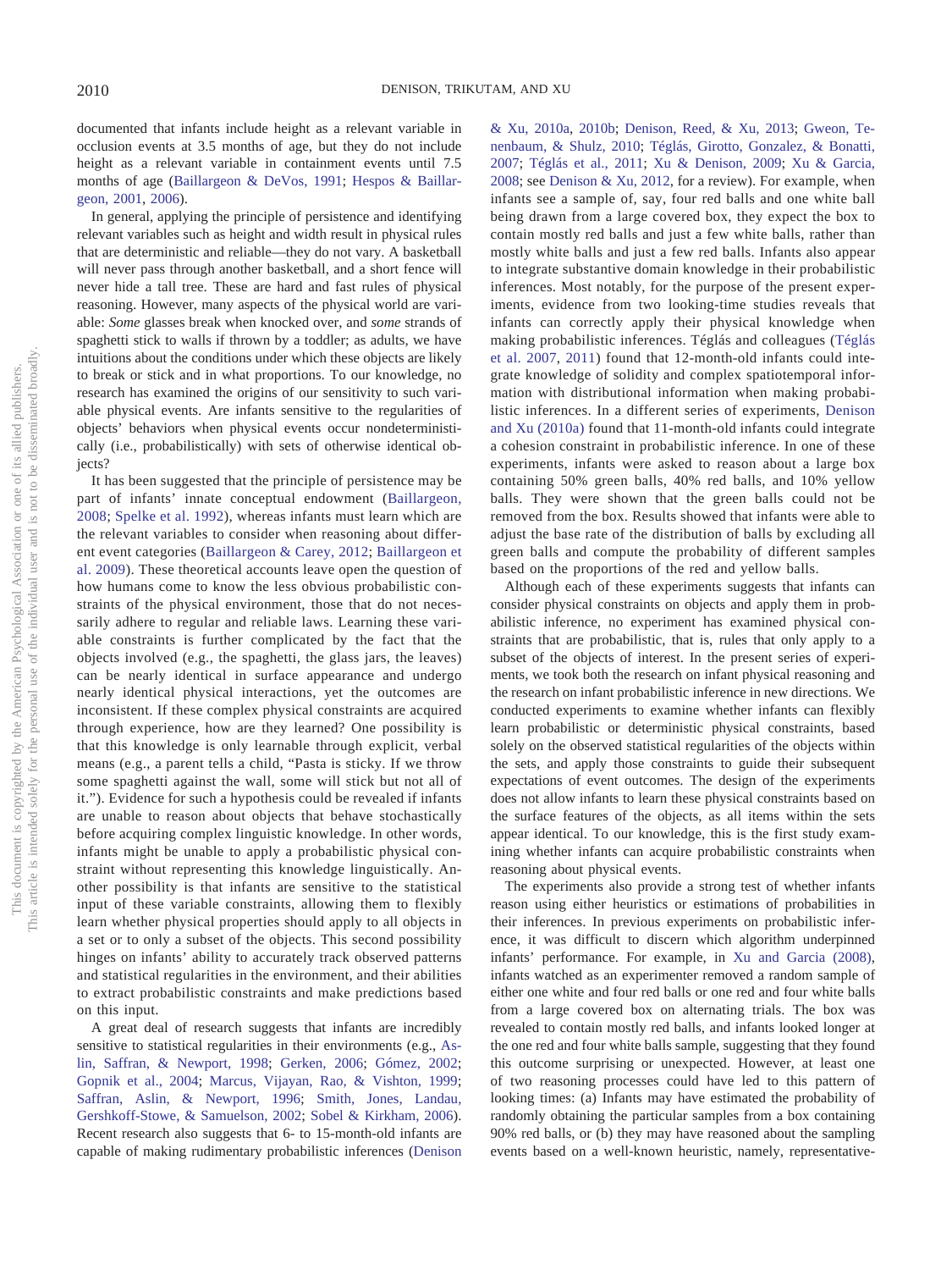documented that infants include height as a relevant variable in occlusion events at 3.5 months of age, but they do not include height as a relevant variable in containment events until 7.5 months of age (Baillargeon & DeVos, 1991; Hespos & Baillargeon, 2001, 2006).

In general, applying the principle of persistence and identifying relevant variables such as height and width result in physical rules that are deterministic and reliable—they do not vary. A basketball will never pass through another basketball, and a short fence will never hide a tall tree. These are hard and fast rules of physical reasoning. However, many aspects of the physical world are variable: *Some* glasses break when knocked over, and *some* strands of spaghetti stick to walls if thrown by a toddler; as adults, we have intuitions about the conditions under which these objects are likely to break or stick and in what proportions. To our knowledge, no research has examined the origins of our sensitivity to such variable physical events. Are infants sensitive to the regularities of objects' behaviors when physical events occur nondeterministically (i.e., probabilistically) with sets of otherwise identical objects?

It has been suggested that the principle of persistence may be part of infants' innate conceptual endowment (Baillargeon, 2008; Spelke et al. 1992), whereas infants must learn which are the relevant variables to consider when reasoning about different event categories (Baillargeon & Carey, 2012; Baillargeon et al. 2009). These theoretical accounts leave open the question of how humans come to know the less obvious probabilistic constraints of the physical environment, those that do not necessarily adhere to regular and reliable laws. Learning these variable constraints is further complicated by the fact that the objects involved (e.g., the spaghetti, the glass jars, the leaves) can be nearly identical in surface appearance and undergo nearly identical physical interactions, yet the outcomes are inconsistent. If these complex physical constraints are acquired through experience, how are they learned? One possibility is that this knowledge is only learnable through explicit, verbal means (e.g., a parent tells a child, "Pasta is sticky. If we throw some spaghetti against the wall, some will stick but not all of it."). Evidence for such a hypothesis could be revealed if infants are unable to reason about objects that behave stochastically before acquiring complex linguistic knowledge. In other words, infants might be unable to apply a probabilistic physical constraint without representing this knowledge linguistically. Another possibility is that infants are sensitive to the statistical input of these variable constraints, allowing them to flexibly learn whether physical properties should apply to all objects in a set or to only a subset of the objects. This second possibility hinges on infants' ability to accurately track observed patterns and statistical regularities in the environment, and their abilities to extract probabilistic constraints and make predictions based on this input.

A great deal of research suggests that infants are incredibly sensitive to statistical regularities in their environments (e.g., Aslin, Saffran, & Newport, 1998; Gerken, 2006; Gómez, 2002; Gopnik et al., 2004; Marcus, Vijayan, Rao, & Vishton, 1999; Saffran, Aslin, & Newport, 1996; Smith, Jones, Landau, Gershkoff-Stowe, & Samuelson, 2002; Sobel & Kirkham, 2006). Recent research also suggests that 6- to 15-month-old infants are capable of making rudimentary probabilistic inferences (Denison & Xu, 2010a, 2010b; Denison, Reed, & Xu, 2013; Gweon, Tenenbaum, & Shulz, 2010; Téglás, Girotto, Gonzalez, & Bonatti, 2007; Téglás et al., 2011; Xu & Denison, 2009; Xu & Garcia, 2008; see Denison & Xu, 2012, for a review). For example, when infants see a sample of, say, four red balls and one white ball being drawn from a large covered box, they expect the box to contain mostly red balls and just a few white balls, rather than mostly white balls and just a few red balls. Infants also appear to integrate substantive domain knowledge in their probabilistic inferences. Most notably, for the purpose of the present experiments, evidence from two looking-time studies reveals that infants can correctly apply their physical knowledge when making probabilistic inferences. Téglás and colleagues (Téglás et al. 2007, 2011) found that 12-month-old infants could integrate knowledge of solidity and complex spatiotemporal information with distributional information when making probabilistic inferences. In a different series of experiments, Denison and Xu (2010a) found that 11-month-old infants could integrate a cohesion constraint in probabilistic inference. In one of these experiments, infants were asked to reason about a large box containing 50% green balls, 40% red balls, and 10% yellow balls. They were shown that the green balls could not be removed from the box. Results showed that infants were able to adjust the base rate of the distribution of balls by excluding all green balls and compute the probability of different samples based on the proportions of the red and yellow balls.

Although each of these experiments suggests that infants can consider physical constraints on objects and apply them in probabilistic inference, no experiment has examined physical constraints that are probabilistic, that is, rules that only apply to a subset of the objects of interest. In the present series of experiments, we took both the research on infant physical reasoning and the research on infant probabilistic inference in new directions. We conducted experiments to examine whether infants can flexibly learn probabilistic or deterministic physical constraints, based solely on the observed statistical regularities of the objects within the sets, and apply those constraints to guide their subsequent expectations of event outcomes. The design of the experiments does not allow infants to learn these physical constraints based on the surface features of the objects, as all items within the sets appear identical. To our knowledge, this is the first study examining whether infants can acquire probabilistic constraints when reasoning about physical events.

The experiments also provide a strong test of whether infants reason using either heuristics or estimations of probabilities in their inferences. In previous experiments on probabilistic inference, it was difficult to discern which algorithm underpinned infants' performance. For example, in Xu and Garcia (2008), infants watched as an experimenter removed a random sample of either one white and four red balls or one red and four white balls from a large covered box on alternating trials. The box was revealed to contain mostly red balls, and infants looked longer at the one red and four white balls sample, suggesting that they found this outcome surprising or unexpected. However, at least one of two reasoning processes could have led to this pattern of looking times: (a) Infants may have estimated the probability of randomly obtaining the particular samples from a box containing 90% red balls, or (b) they may have reasoned about the sampling events based on a well-known heuristic, namely, representative-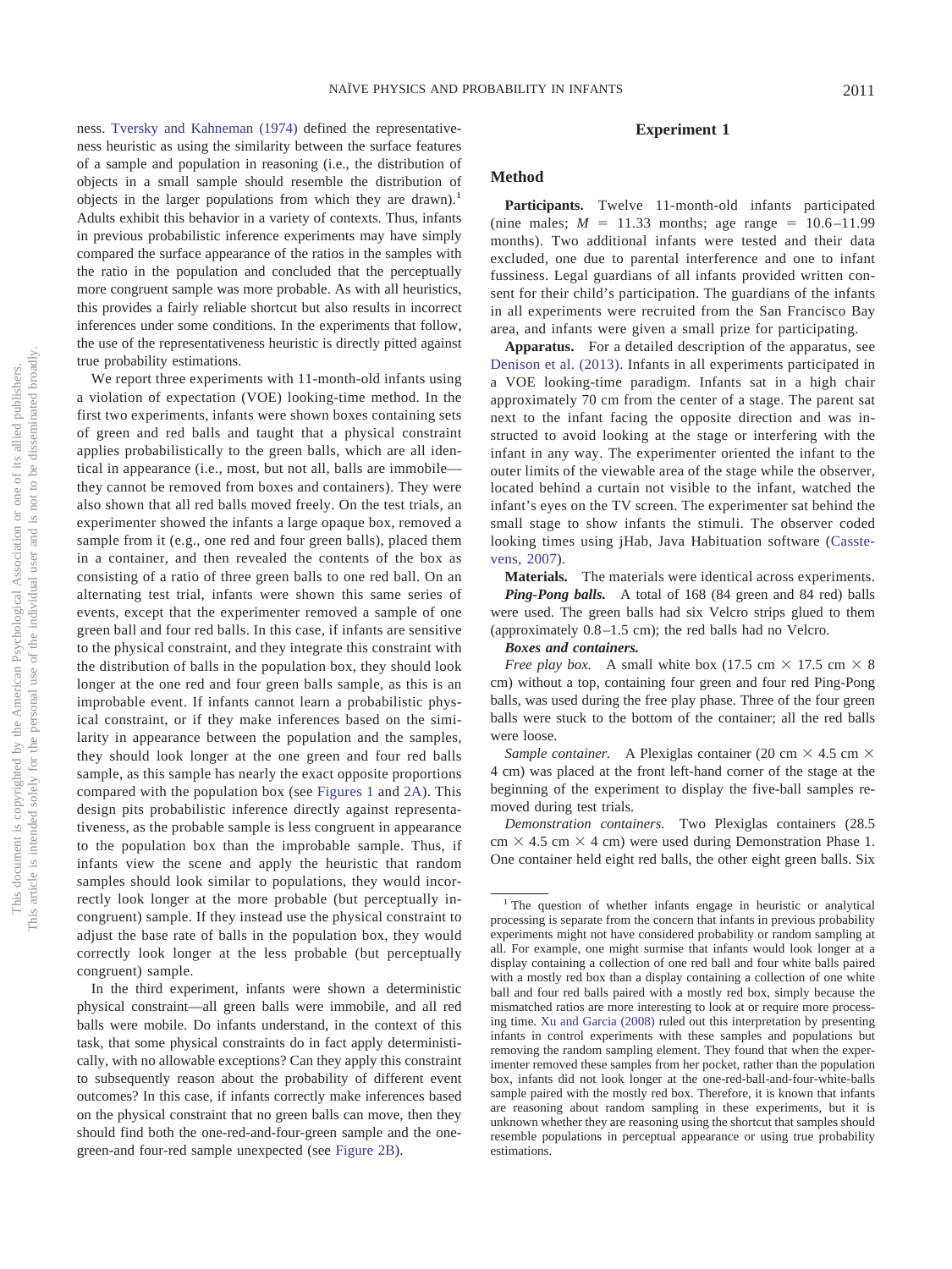ness. Tversky and Kahneman (1974) defined the representativeness heuristic as using the similarity between the surface features of a sample and population in reasoning (i.e., the distribution of objects in a small sample should resemble the distribution of objects in the larger populations from which they are drawn).[1] Adults exhibit this behavior in a variety of contexts. Thus, infants in previous probabilistic inference experiments may have simply compared the surface appearance of the ratios in the samples with the ratio in the population and concluded that the perceptually more congruent sample was more probable. As with all heuristics, this provides a fairly reliable shortcut but also results in incorrect inferences under some conditions. In the experiments that follow, the use of the representativeness heuristic is directly pitted against true probability estimations.

We report three experiments with 11-month-old infants using a violation of expectation (VOE) looking-time method. In the first two experiments, infants were shown boxes containing sets of green and red balls and taught that a physical constraint applies probabilistically to the green balls, which are all identical in appearance (i.e., most, but not all, balls are immobile—they cannot be removed from boxes and containers). They were also shown that all red balls moved freely. On the test trials, an experimenter showed the infants a large opaque box, removed a sample from it (e.g., one red and four green balls), placed them in a container, and then revealed the contents of the box as consisting of a ratio of three green balls to one red ball. On an alternating test trial, infants were shown this same series of events, except that the experimenter removed a sample of one green ball and four red balls. In this case, if infants are sensitive to the physical constraint, and they integrate this constraint with the distribution of balls in the population box, they should look longer at the one red and four green balls sample, as this is an improbable event. If infants cannot learn a probabilistic physical constraint, or if they make inferences based on the similarity in appearance between the population and the samples, they should look longer at the one green and four red balls sample, as this sample has nearly the exact opposite proportions compared with the population box (see Figures 1 and 2A). This design pits probabilistic inference directly against representativeness, as the probable sample is less congruent in appearance to the population box than the improbable sample. Thus, if infants view the scene and apply the heuristic that random samples should look similar to populations, they would incorrectly look longer at the more probable (but perceptually incongruent) sample. If they instead use the physical constraint to adjust the base rate of balls in the population box, they would correctly look longer at the less probable (but perceptually congruent) sample.

In the third experiment, infants were shown a deterministic physical constraint—all green balls were immobile, and all red balls were mobile. Do infants understand, in the context of this task, that some physical constraints do in fact apply deterministically, with no allowable exceptions? Can they apply this constraint to subsequently reason about the probability of different event outcomes? In this case, if infants correctly make inferences based on the physical constraint that no green balls can move, then they should find both the one-red-and-four-green sample and the one-green-and four-red sample unexpected (see Figure 2B).

## Experiment 1

### Method

**Participants.** Twelve 11-month-old infants participated (nine males; $M$ = 11.33 months; age range = 10.6–11.99 months). Two additional infants were tested and their data excluded, one due to parental interference and one to infant fussiness. Legal guardians of all infants provided written consent for their child's participation. The guardians of the infants in all experiments were recruited from the San Francisco Bay area, and infants were given a small prize for participating.

**Apparatus.** For a detailed description of the apparatus, see Denison et al. (2013). Infants in all experiments participated in a VOE looking-time paradigm. Infants sat in a high chair approximately 70 cm from the center of a stage. The parent sat next to the infant facing the opposite direction and was instructed to avoid looking at the stage or interfering with the infant in any way. The experimenter oriented the infant to the outer limits of the viewable area of the stage while the observer, located behind a curtain not visible to the infant, watched the infant's eyes on the TV screen. The experimenter sat behind the small stage to show infants the stimuli. The observer coded looking times using jHab, Java Habituation software (Casstevens, 2007).

**Materials.** The materials were identical across experiments.

***Ping-Pong balls.*** A total of 168 (84 green and 84 red) balls were used. The green balls had six Velcro strips glued to them (approximately 0.8–1.5 cm); the red balls had no Velcro.

***Boxes and containers.***

*Free play box.* A small white box (17.5 cm × 17.5 cm × 8 cm) without a top, containing four green and four red Ping-Pong balls, was used during the free play phase. Three of the four green balls were stuck to the bottom of the container; all the red balls were loose.

*Sample container.* A Plexiglas container (20 cm × 4.5 cm × 4 cm) was placed at the front left-hand corner of the stage at the beginning of the experiment to display the five-ball samples removed during test trials.

*Demonstration containers.* Two Plexiglas containers (28.5 cm × 4.5 cm × 4 cm) were used during Demonstration Phase 1. One container held eight red balls, the other eight green balls. Six

[1] The question of whether infants engage in heuristic or analytical processing is separate from the concern that infants in previous probability experiments might not have considered probability or random sampling at all. For example, one might surmise that infants would look longer at a display containing a collection of one red ball and four white balls paired with a mostly red box than a display containing a collection of one white ball and four red balls paired with a mostly red box, simply because the mismatched ratios are more interesting to look at or require more processing time. Xu and Garcia (2008) ruled out this interpretation by presenting infants in control experiments with these samples and populations but removing the random sampling element. They found that when the experimenter removed these samples from her pocket, rather than the population box, infants did not look longer at the one-red-ball-and-four-white-balls sample paired with the mostly red box. Therefore, it is known that infants are reasoning about random sampling in these experiments, but it is unknown whether they are reasoning using the shortcut that samples should resemble populations in perceptual appearance or using true probability estimations.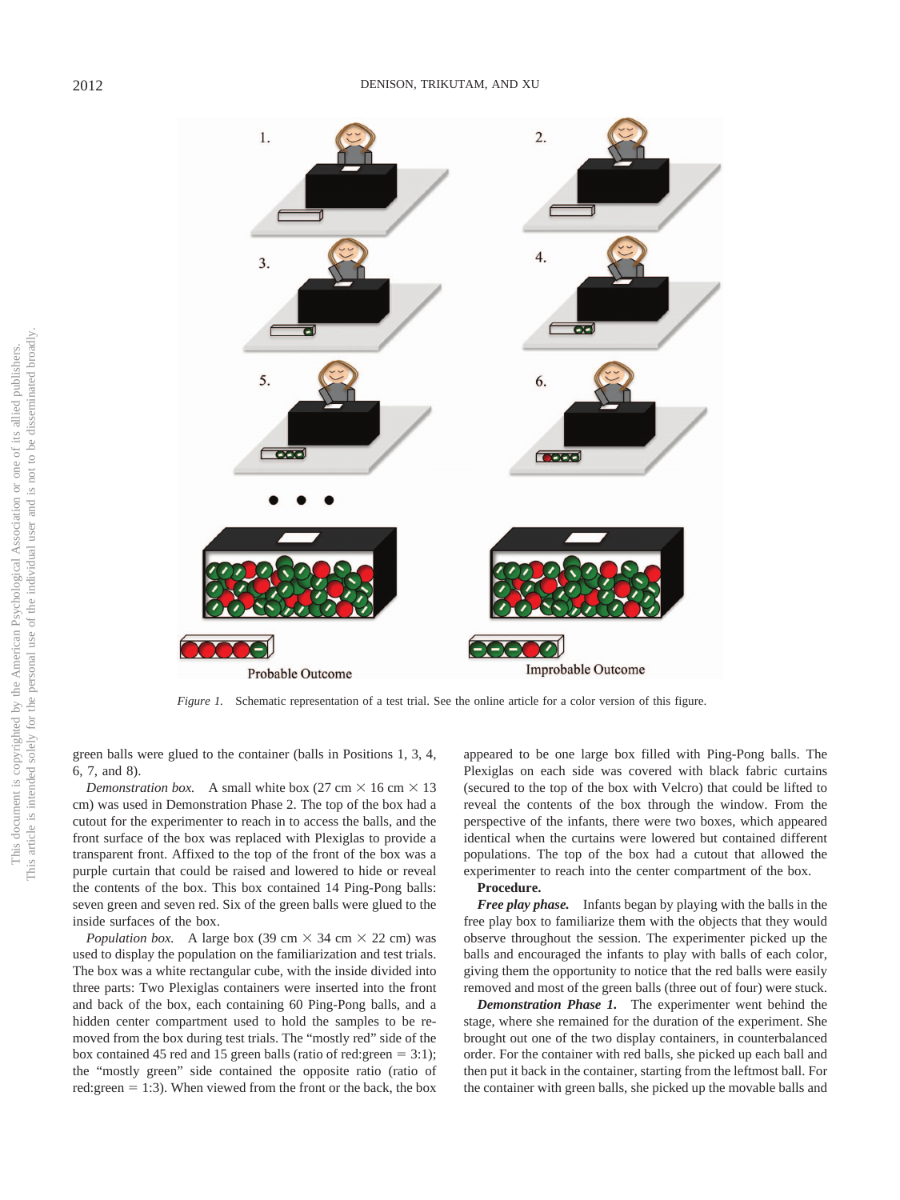*Figure 1.* Schematic representation of a test trial. See the online article for a color version of this figure.

green balls were glued to the container (balls in Positions 1, 3, 4, 6, 7, and 8).

*Demonstration box.* A small white box (27 cm × 16 cm × 13 cm) was used in Demonstration Phase 2. The top of the box had a cutout for the experimenter to reach in to access the balls, and the front surface of the box was replaced with Plexiglas to provide a transparent front. Affixed to the top of the front of the box was a purple curtain that could be raised and lowered to hide or reveal the contents of the box. This box contained 14 Ping-Pong balls: seven green and seven red. Six of the green balls were glued to the inside surfaces of the box.

*Population box.* A large box (39 cm × 34 cm × 22 cm) was used to display the population on the familiarization and test trials. The box was a white rectangular cube, with the inside divided into three parts: Two Plexiglas containers were inserted into the front and back of the box, each containing 60 Ping-Pong balls, and a hidden center compartment used to hold the samples to be removed from the box during test trials. The "mostly red" side of the box contained 45 red and 15 green balls (ratio of red:green = 3:1); the "mostly green" side contained the opposite ratio (ratio of red:green = 1:3). When viewed from the front or the back, the box appeared to be one large box filled with Ping-Pong balls. The Plexiglas on each side was covered with black fabric curtains (secured to the top of the box with Velcro) that could be lifted to reveal the contents of the box through the window. From the perspective of the infants, there were two boxes, which appeared identical when the curtains were lowered but contained different populations. The top of the box had a cutout that allowed the experimenter to reach into the center compartment of the box.

**Procedure.**

***Free play phase.*** Infants began by playing with the balls in the free play box to familiarize them with the objects that they would observe throughout the session. The experimenter picked up the balls and encouraged the infants to play with balls of each color, giving them the opportunity to notice that the red balls were easily removed and most of the green balls (three out of four) were stuck.

***Demonstration Phase 1.*** The experimenter went behind the stage, where she remained for the duration of the experiment. She brought out one of the two display containers, in counterbalanced order. For the container with red balls, she picked up each ball and then put it back in the container, starting from the leftmost ball. For the container with green balls, she picked up the movable balls and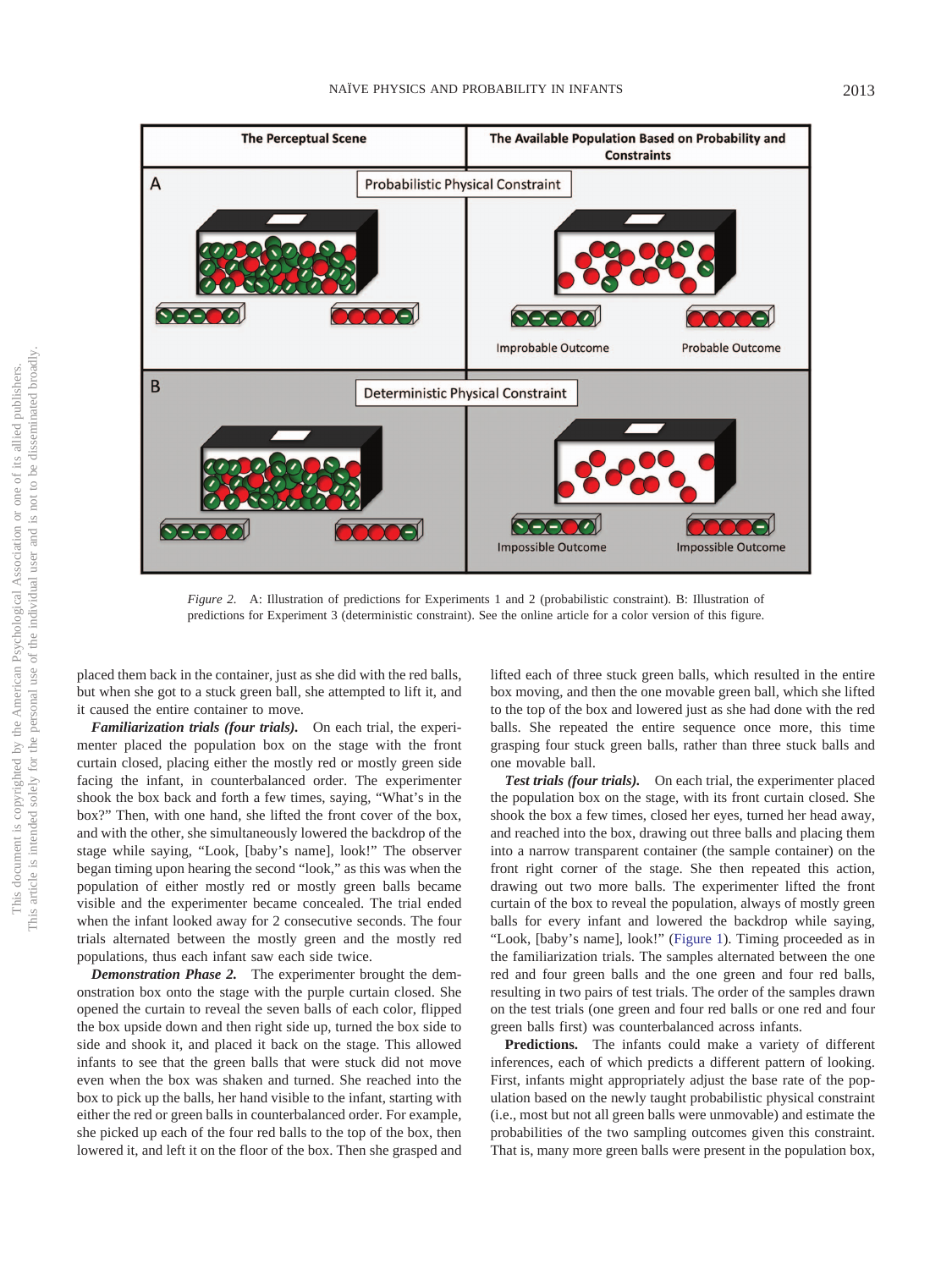The Perceptual Scene

The Available Population Based on Probability and Constraints

A

Probabilistic Physical Constraint

Improbable Outcome

Probable Outcome

B

Deterministic Physical Constraint

Impossible Outcome

Impossible Outcome

*Figure 2.* A: Illustration of predictions for Experiments 1 and 2 (probabilistic constraint). B: Illustration of predictions for Experiment 3 (deterministic constraint). See the online article for a color version of this figure.

placed them back in the container, just as she did with the red balls, but when she got to a stuck green ball, she attempted to lift it, and it caused the entire container to move.

***Familiarization trials (four trials).*** On each trial, the experimenter placed the population box on the stage with the front curtain closed, placing either the mostly red or mostly green side facing the infant, in counterbalanced order. The experimenter shook the box back and forth a few times, saying, "What's in the box?" Then, with one hand, she lifted the front cover of the box, and with the other, she simultaneously lowered the backdrop of the stage while saying, "Look, [baby's name], look!" The observer began timing upon hearing the second "look," as this was when the population of either mostly red or mostly green balls became visible and the experimenter became concealed. The trial ended when the infant looked away for 2 consecutive seconds. The four trials alternated between the mostly green and the mostly red populations, thus each infant saw each side twice.

***Demonstration Phase 2.*** The experimenter brought the demonstration box onto the stage with the purple curtain closed. She opened the curtain to reveal the seven balls of each color, flipped the box upside down and then right side up, turned the box side to side and shook it, and placed it back on the stage. This allowed infants to see that the green balls that were stuck did not move even when the box was shaken and turned. She reached into the box to pick up the balls, her hand visible to the infant, starting with either the red or green balls in counterbalanced order. For example, she picked up each of the four red balls to the top of the box, then lowered it, and left it on the floor of the box. Then she grasped and lifted each of three stuck green balls, which resulted in the entire box moving, and then the one movable green ball, which she lifted to the top of the box and lowered just as she had done with the red balls. She repeated the entire sequence once more, this time grasping four stuck green balls, rather than three stuck balls and one movable ball.

***Test trials (four trials).*** On each trial, the experimenter placed the population box on the stage, with its front curtain closed. She shook the box a few times, closed her eyes, turned her head away, and reached into the box, drawing out three balls and placing them into a narrow transparent container (the sample container) on the front right corner of the stage. She then repeated this action, drawing out two more balls. The experimenter lifted the front curtain of the box to reveal the population, always of mostly green balls for every infant and lowered the backdrop while saying, "Look, [baby's name], look!" (Figure 1). Timing proceeded as in the familiarization trials. The samples alternated between the one red and four green balls and the one green and four red balls, resulting in two pairs of test trials. The order of the samples drawn on the test trials (one green and four red balls or one red and four green balls first) was counterbalanced across infants.

**Predictions.** The infants could make a variety of different inferences, each of which predicts a different pattern of looking. First, infants might appropriately adjust the base rate of the population based on the newly taught probabilistic physical constraint (i.e., most but not all green balls were unmovable) and estimate the probabilities of the two sampling outcomes given this constraint. That is, many more green balls were present in the population box,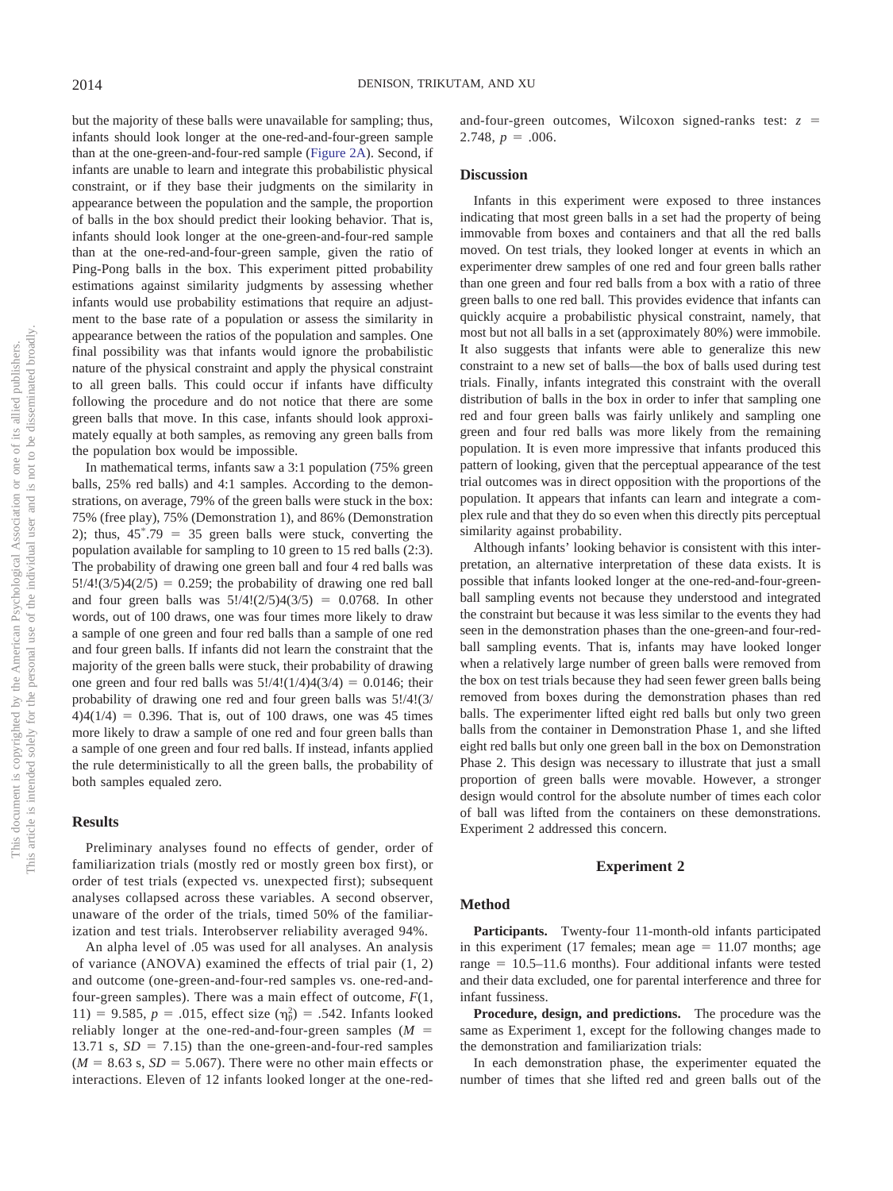but the majority of these balls were unavailable for sampling; thus, infants should look longer at the one-red-and-four-green sample than at the one-green-and-four-red sample (Figure 2A). Second, if infants are unable to learn and integrate this probabilistic physical constraint, or if they base their judgments on the similarity in appearance between the population and the sample, the proportion of balls in the box should predict their looking behavior. That is, infants should look longer at the one-green-and-four-red sample than at the one-red-and-four-green sample, given the ratio of Ping-Pong balls in the box. This experiment pitted probability estimations against similarity judgments by assessing whether infants would use probability estimations that require an adjustment to the base rate of a population or assess the similarity in appearance between the ratios of the population and samples. One final possibility was that infants would ignore the probabilistic nature of the physical constraint and apply the physical constraint to all green balls. This could occur if infants have difficulty following the procedure and do not notice that there are some green balls that move. In this case, infants should look approximately equally at both samples, as removing any green balls from the population box would be impossible.

In mathematical terms, infants saw a 3:1 population (75% green balls, 25% red balls) and 4:1 samples. According to the demonstrations, on average, 79% of the green balls were stuck in the box: 75% (free play), 75% (Demonstration 1), and 86% (Demonstration 2); thus, $45^{*}.79 = 35$ green balls were stuck, converting the population available for sampling to 10 green to 15 red balls (2:3). The probability of drawing one green ball and four 4 red balls was $5!/4!(3/5)4(2/5) = 0.259$; the probability of drawing one red ball and four green balls was $5!/4!(2/5)4(3/5) = 0.0768$. In other words, out of 100 draws, one was four times more likely to draw a sample of one green and four red balls than a sample of one red and four green balls. If infants did not learn the constraint that the majority of the green balls were stuck, their probability of drawing one green and four red balls was $5!/4!(1/4)4(3/4) = 0.0146$; their probability of drawing one red and four green balls was $5!/4!(3/4)4(1/4) = 0.396$. That is, out of 100 draws, one was 45 times more likely to draw a sample of one red and four green balls than a sample of one green and four red balls. If instead, infants applied the rule deterministically to all the green balls, the probability of both samples equaled zero.

## Results

Preliminary analyses found no effects of gender, order of familiarization trials (mostly red or mostly green box first), or order of test trials (expected vs. unexpected first); subsequent analyses collapsed across these variables. A second observer, unaware of the order of the trials, timed 50% of the familiarization and test trials. Interobserver reliability averaged 94%.

An alpha level of .05 was used for all analyses. An analysis of variance (ANOVA) examined the effects of trial pair (1, 2) and outcome (one-green-and-four-red samples vs. one-red-and-four-green samples). There was a main effect of outcome, $F(1, 11) = 9.585$, $p = .015$, effect size ($\eta_p^2$) = .542. Infants looked reliably longer at the one-red-and-four-green samples ($M$ = 13.71 s, $SD$ = 7.15) than the one-green-and-four-red samples ($M$ = 8.63 s, $SD$ = 5.067). There were no other main effects or interactions. Eleven of 12 infants looked longer at the one-red-and-four-green outcomes, Wilcoxon signed-ranks test: $z$ = 2.748, $p$ = .006.

## Discussion

Infants in this experiment were exposed to three instances indicating that most green balls in a set had the property of being immovable from boxes and containers and that all the red balls moved. On test trials, they looked longer at events in which an experimenter drew samples of one red and four green balls rather than one green and four red balls from a box with a ratio of three green balls to one red ball. This provides evidence that infants can quickly acquire a probabilistic physical constraint, namely, that most but not all balls in a set (approximately 80%) were immobile. It also suggests that infants were able to generalize this new constraint to a new set of balls—the box of balls used during test trials. Finally, infants integrated this constraint with the overall distribution of balls in the box in order to infer that sampling one red and four green balls was fairly unlikely and sampling one green and four red balls was more likely from the remaining population. It is even more impressive that infants produced this pattern of looking, given that the perceptual appearance of the test trial outcomes was in direct opposition with the proportions of the population. It appears that infants can learn and integrate a complex rule and that they do so even when this directly pits perceptual similarity against probability.

Although infants' looking behavior is consistent with this interpretation, an alternative interpretation of these data exists. It is possible that infants looked longer at the one-red-and-four-green-ball sampling events not because they understood and integrated the constraint but because it was less similar to the events they had seen in the demonstration phases than the one-green-and four-red-ball sampling events. That is, infants may have looked longer when a relatively large number of green balls were removed from the box on test trials because they had seen fewer green balls being removed from boxes during the demonstration phases than red balls. The experimenter lifted eight red balls but only two green balls from the container in Demonstration Phase 1, and she lifted eight red balls but only one green ball in the box on Demonstration Phase 2. This design was necessary to illustrate that just a small proportion of green balls were movable. However, a stronger design would control for the absolute number of times each color of ball was lifted from the containers on these demonstrations. Experiment 2 addressed this concern.

# Experiment 2

## Method

**Participants.** Twenty-four 11-month-old infants participated in this experiment (17 females; mean age = 11.07 months; age range = 10.5–11.6 months). Four additional infants were tested and their data excluded, one for parental interference and three for infant fussiness.

**Procedure, design, and predictions.** The procedure was the same as Experiment 1, except for the following changes made to the demonstration and familiarization trials:

In each demonstration phase, the experimenter equated the number of times that she lifted red and green balls out of the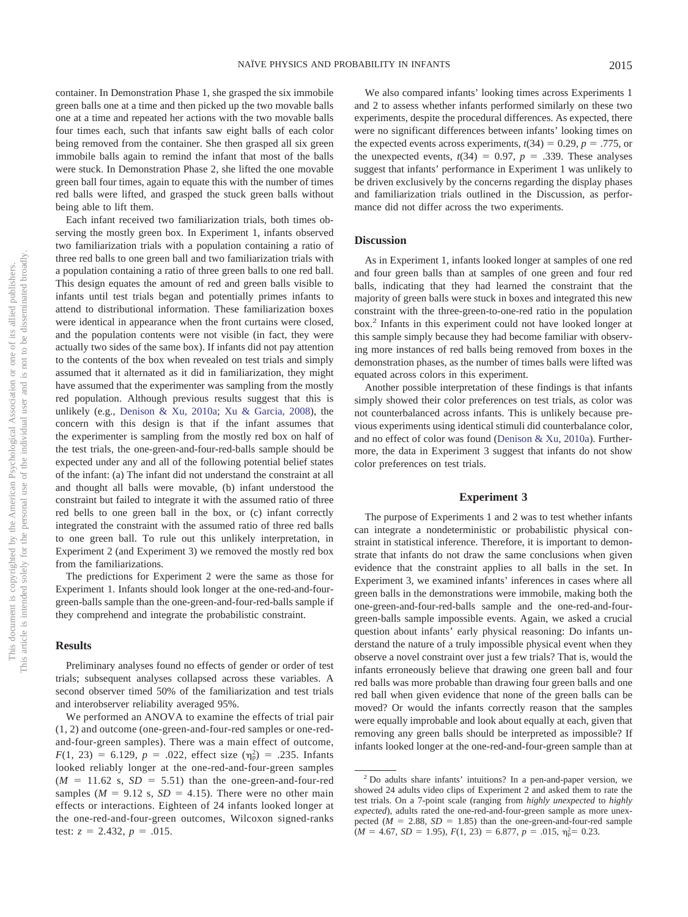container. In Demonstration Phase 1, she grasped the six immobile green balls one at a time and then picked up the two movable balls one at a time and repeated her actions with the two movable balls four times each, such that infants saw eight balls of each color being removed from the container. She then grasped all six green immobile balls again to remind the infant that most of the balls were stuck. In Demonstration Phase 2, she lifted the one movable green ball four times, again to equate this with the number of times red balls were lifted, and grasped the stuck green balls without being able to lift them.

Each infant received two familiarization trials, both times observing the mostly green box. In Experiment 1, infants observed two familiarization trials with a population containing a ratio of three red balls to one green ball and two familiarization trials with a population containing a ratio of three green balls to one red ball. This design equates the amount of red and green balls visible to infants until test trials began and potentially primes infants to attend to distributional information. These familiarization boxes were identical in appearance when the front curtains were closed, and the population contents were not visible (in fact, they were actually two sides of the same box). If infants did not pay attention to the contents of the box when revealed on test trials and simply assumed that it alternated as it did in familiarization, they might have assumed that the experimenter was sampling from the mostly red population. Although previous results suggest that this is unlikely (e.g., Denison & Xu, 2010a; Xu & Garcia, 2008), the concern with this design is that if the infant assumes that the experimenter is sampling from the mostly red box on half of the test trials, the one-green-and-four-red-balls sample should be expected under any and all of the following potential belief states of the infant: (a) The infant did not understand the constraint at all and thought all balls were movable, (b) infant understood the constraint but failed to integrate it with the assumed ratio of three red bells to one green ball in the box, or (c) infant correctly integrated the constraint with the assumed ratio of three red balls to one green ball. To rule out this unlikely interpretation, in Experiment 2 (and Experiment 3) we removed the mostly red box from the familiarizations.

The predictions for Experiment 2 were the same as those for Experiment 1. Infants should look longer at the one-red-and-four-green-balls sample than the one-green-and-four-red-balls sample if they comprehend and integrate the probabilistic constraint.

### Results

Preliminary analyses found no effects of gender or order of test trials; subsequent analyses collapsed across these variables. A second observer timed 50% of the familiarization and test trials and interobserver reliability averaged 95%.

We performed an ANOVA to examine the effects of trial pair (1, 2) and outcome (one-green-and-four-red samples or one-red-and-four-green samples). There was a main effect of outcome, $F(1, 23) = 6.129$, $p = .022$, effect size ($\eta_p^2$) = .235. Infants looked reliably longer at the one-red-and-four-green samples ($M = 11.62$ s, $SD = 5.51$) than the one-green-and-four-red samples ($M = 9.12$ s, $SD = 4.15$). There were no other main effects or interactions. Eighteen of 24 infants looked longer at the one-red-and-four-green outcomes, Wilcoxon signed-ranks test: $z = 2.432$, $p = .015$.

We also compared infants' looking times across Experiments 1 and 2 to assess whether infants performed similarly on these two experiments, despite the procedural differences. As expected, there were no significant differences between infants' looking times on the expected events across experiments, $t(34) = 0.29$, $p = .775$, or the unexpected events, $t(34) = 0.97$, $p = .339$. These analyses suggest that infants' performance in Experiment 1 was unlikely to be driven exclusively by the concerns regarding the display phases and familiarization trials outlined in the Discussion, as performance did not differ across the two experiments.

### Discussion

As in Experiment 1, infants looked longer at samples of one red and four green balls than at samples of one green and four red balls, indicating that they had learned the constraint that the majority of green balls were stuck in boxes and integrated this new constraint with the three-green-to-one-red ratio in the population box.[2] Infants in this experiment could not have looked longer at this sample simply because they had become familiar with observing more instances of red balls being removed from boxes in the demonstration phases, as the number of times balls were lifted was equated across colors in this experiment.

Another possible interpretation of these findings is that infants simply showed their color preferences on test trials, as color was not counterbalanced across infants. This is unlikely because previous experiments using identical stimuli did counterbalance color, and no effect of color was found (Denison & Xu, 2010a). Furthermore, the data in Experiment 3 suggest that infants do not show color preferences on test trials.

## Experiment 3

The purpose of Experiments 1 and 2 was to test whether infants can integrate a nondeterministic or probabilistic physical constraint in statistical inference. Therefore, it is important to demonstrate that infants do not draw the same conclusions when given evidence that the constraint applies to all balls in the set. In Experiment 3, we examined infants' inferences in cases where all green balls in the demonstrations were immobile, making both the one-green-and-four-red-balls sample and the one-red-and-four-green-balls sample impossible events. Again, we asked a crucial question about infants' early physical reasoning: Do infants understand the nature of a truly impossible physical event when they observe a novel constraint over just a few trials? That is, would the infants erroneously believe that drawing one green ball and four red balls was more probable than drawing four green balls and one red ball when given evidence that none of the green balls can be moved? Or would the infants correctly reason that the samples were equally improbable and look about equally at each, given that removing any green balls should be interpreted as impossible? If infants looked longer at the one-red-and-four-green sample than at

[2] Do adults share infants' intuitions? In a pen-and-paper version, we showed 24 adults video clips of Experiment 2 and asked them to rate the test trials. On a 7-point scale (ranging from *highly unexpected* to *highly expected*), adults rated the one-red-and-four-green sample as more unexpected ($M = 2.88$, $SD = 1.85$) than the one-green-and-four-red sample ($M = 4.67$, $SD = 1.95$), $F(1, 23) = 6.877$, $p = .015$, $\eta_p^2 = 0.23$.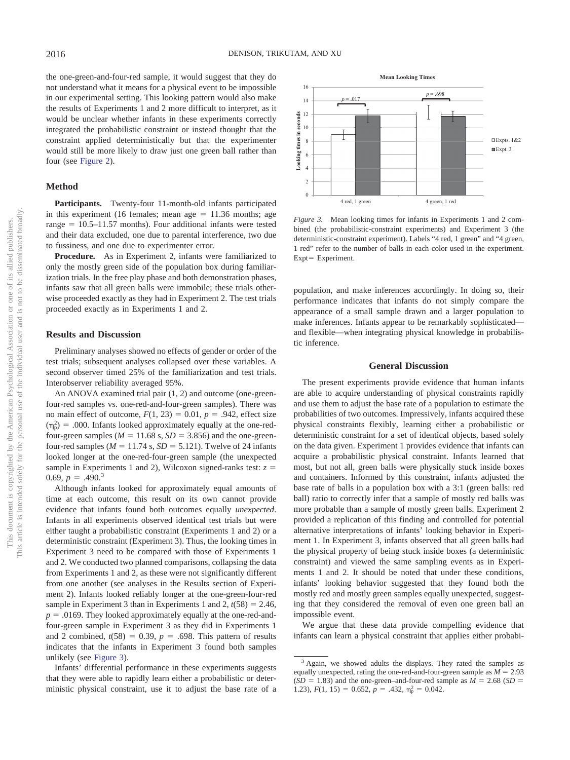the one-green-and-four-red sample, it would suggest that they do not understand what it means for a physical event to be impossible in our experimental setting. This looking pattern would also make the results of Experiments 1 and 2 more difficult to interpret, as it would be unclear whether infants in these experiments correctly integrated the probabilistic constraint or instead thought that the constraint applied deterministically but that the experimenter would still be more likely to draw just one green ball rather than four (see Figure 2).

## Method

**Participants.** Twenty-four 11-month-old infants participated in this experiment (16 females; mean age = 11.36 months; age range = 10.5–11.57 months). Four additional infants were tested and their data excluded, one due to parental interference, two due to fussiness, and one due to experimenter error.

**Procedure.** As in Experiment 2, infants were familiarized to only the mostly green side of the population box during familiarization trials. In the free play phase and both demonstration phases, infants saw that all green balls were immobile; these trials otherwise proceeded exactly as they had in Experiment 2. The test trials proceeded exactly as in Experiments 1 and 2.

## Results and Discussion

Preliminary analyses showed no effects of gender or order of the test trials; subsequent analyses collapsed over these variables. A second observer timed 25% of the familiarization and test trials. Interobserver reliability averaged 95%.

An ANOVA examined trial pair (1, 2) and outcome (one-green-four-red samples vs. one-red-and-four-green samples). There was no main effect of outcome, $F(1, 23) = 0.01$, $p = .942$, effect size ($\eta_p^2$) = .000. Infants looked approximately equal at the one-red-four-green samples ($M = 11.68$ s, $SD = 3.856$) and the one-green-four-red samples ($M = 11.74$ s, $SD = 5.121$). Twelve of 24 infants looked longer at the one-red-four-green sample (the unexpected sample in Experiments 1 and 2), Wilcoxon signed-ranks test: $z = 0.69$, $p = .490$.[3]

Although infants looked for approximately equal amounts of time at each outcome, this result on its own cannot provide evidence that infants found both outcomes equally *unexpected*. Infants in all experiments observed identical test trials but were either taught a probabilistic constraint (Experiments 1 and 2) or a deterministic constraint (Experiment 3). Thus, the looking times in Experiment 3 need to be compared with those of Experiments 1 and 2. We conducted two planned comparisons, collapsing the data from Experiments 1 and 2, as these were not significantly different from one another (see analyses in the Results section of Experiment 2). Infants looked reliably longer at the one-green-four-red sample in Experiment 3 than in Experiments 1 and 2, $t(58) = 2.46$, $p = .0169$. They looked approximately equal at the one-red-and-four-green sample in Experiment 3 as they did in Experiments 1 and 2 combined, $t(58) = 0.39$, $p = .698$. This pattern of results indicates that the infants in Experiment 3 found both samples unlikely (see Figure 3).

Infants' differential performance in these experiments suggests that they were able to rapidly learn either a probabilistic or deterministic physical constraint, use it to adjust the base rate of a population, and make inferences accordingly. In doing so, their performance indicates that infants do not simply compare the appearance of a small sample drawn and a larger population to make inferences. Infants appear to be remarkably sophisticated—and flexible—when integrating physical knowledge in probabilistic inference.

*Figure 3.* Mean looking times for infants in Experiments 1 and 2 combined (the probabilistic-constraint experiments) and Experiment 3 (the deterministic-constraint experiment). Labels "4 red, 1 green" and "4 green, 1 red" refer to the number of balls in each color used in the experiment. Expt= Experiment.

# General Discussion

The present experiments provide evidence that human infants are able to acquire understanding of physical constraints rapidly and use them to adjust the base rate of a population to estimate the probabilities of two outcomes. Impressively, infants acquired these physical constraints flexibly, learning either a probabilistic or deterministic constraint for a set of identical objects, based solely on the data given. Experiment 1 provides evidence that infants can acquire a probabilistic physical constraint. Infants learned that most, but not all, green balls were physically stuck inside boxes and containers. Informed by this constraint, infants adjusted the base rate of balls in a population box with a 3:1 (green balls: red ball) ratio to correctly infer that a sample of mostly red balls was more probable than a sample of mostly green balls. Experiment 2 provided a replication of this finding and controlled for potential alternative interpretations of infants' looking behavior in Experiment 1. In Experiment 3, infants observed that all green balls had the physical property of being stuck inside boxes (a deterministic constraint) and viewed the same sampling events as in Experiments 1 and 2. It should be noted that under these conditions, infants' looking behavior suggested that they found both the mostly red and mostly green samples equally unexpected, suggesting that they considered the removal of even one green ball an impossible event.

We argue that these data provide compelling evidence that infants can learn a physical constraint that applies either probabi-

[3] Again, we showed adults the displays. They rated the samples as equally unexpected, rating the one-red-and-four-green sample as $M = 2.93$ ($SD = 1.83$) and the one-green–and-four-red sample as $M = 2.68$ ($SD = 1.23$), $F(1, 15) = 0.652$, $p = .432$, $\eta_p^2 = 0.042$.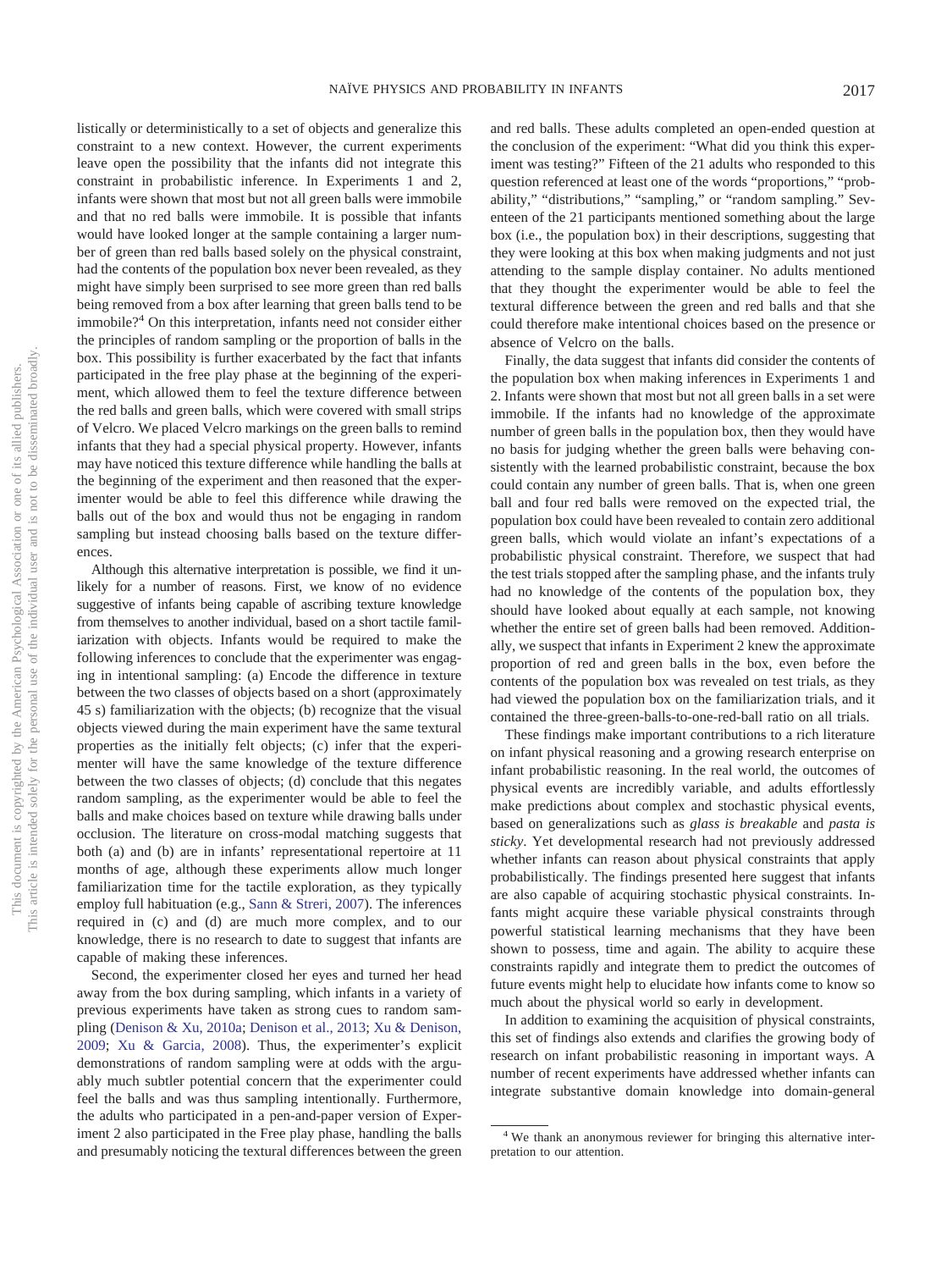listically or deterministically to a set of objects and generalize this constraint to a new context. However, the current experiments leave open the possibility that the infants did not integrate this constraint in probabilistic inference. In Experiments 1 and 2, infants were shown that most but not all green balls were immobile and that no red balls were immobile. It is possible that infants would have looked longer at the sample containing a larger number of green than red balls based solely on the physical constraint, had the contents of the population box never been revealed, as they might have simply been surprised to see more green than red balls being removed from a box after learning that green balls tend to be immobile?[4] On this interpretation, infants need not consider either the principles of random sampling or the proportion of balls in the box. This possibility is further exacerbated by the fact that infants participated in the free play phase at the beginning of the experiment, which allowed them to feel the texture difference between the red balls and green balls, which were covered with small strips of Velcro. We placed Velcro markings on the green balls to remind infants that they had a special physical property. However, infants may have noticed this texture difference while handling the balls at the beginning of the experiment and then reasoned that the experimenter would be able to feel this difference while drawing the balls out of the box and would thus not be engaging in random sampling but instead choosing balls based on the texture differences.

Although this alternative interpretation is possible, we find it unlikely for a number of reasons. First, we know of no evidence suggestive of infants being capable of ascribing texture knowledge from themselves to another individual, based on a short tactile familiarization with objects. Infants would be required to make the following inferences to conclude that the experimenter was engaging in intentional sampling: (a) Encode the difference in texture between the two classes of objects based on a short (approximately 45 s) familiarization with the objects; (b) recognize that the visual objects viewed during the main experiment have the same textural properties as the initially felt objects; (c) infer that the experimenter will have the same knowledge of the texture difference between the two classes of objects; (d) conclude that this negates random sampling, as the experimenter would be able to feel the balls and make choices based on texture while drawing balls under occlusion. The literature on cross-modal matching suggests that both (a) and (b) are in infants' representational repertoire at 11 months of age, although these experiments allow much longer familiarization time for the tactile exploration, as they typically employ full habituation (e.g., Sann & Streri, 2007). The inferences required in (c) and (d) are much more complex, and to our knowledge, there is no research to date to suggest that infants are capable of making these inferences.

Second, the experimenter closed her eyes and turned her head away from the box during sampling, which infants in a variety of previous experiments have taken as strong cues to random sampling (Denison & Xu, 2010a; Denison et al., 2013; Xu & Denison, 2009; Xu & Garcia, 2008). Thus, the experimenter's explicit demonstrations of random sampling were at odds with the arguably much subtler potential concern that the experimenter could feel the balls and was thus sampling intentionally. Furthermore, the adults who participated in a pen-and-paper version of Experiment 2 also participated in the Free play phase, handling the balls and presumably noticing the textural differences between the green and red balls. These adults completed an open-ended question at the conclusion of the experiment: "What did you think this experiment was testing?" Fifteen of the 21 adults who responded to this question referenced at least one of the words "proportions," "probability," "distributions," "sampling," or "random sampling." Seventeen of the 21 participants mentioned something about the large box (i.e., the population box) in their descriptions, suggesting that they were looking at this box when making judgments and not just attending to the sample display container. No adults mentioned that they thought the experimenter would be able to feel the textural difference between the green and red balls and that she could therefore make intentional choices based on the presence or absence of Velcro on the balls.

Finally, the data suggest that infants did consider the contents of the population box when making inferences in Experiments 1 and 2. Infants were shown that most but not all green balls in a set were immobile. If the infants had no knowledge of the approximate number of green balls in the population box, then they would have no basis for judging whether the green balls were behaving consistently with the learned probabilistic constraint, because the box could contain any number of green balls. That is, when one green ball and four red balls were removed on the expected trial, the population box could have been revealed to contain zero additional green balls, which would violate an infant's expectations of a probabilistic physical constraint. Therefore, we suspect that had the test trials stopped after the sampling phase, and the infants truly had no knowledge of the contents of the population box, they should have looked about equally at each sample, not knowing whether the entire set of green balls had been removed. Additionally, we suspect that infants in Experiment 2 knew the approximate proportion of red and green balls in the box, even before the contents of the population box was revealed on test trials, as they had viewed the population box on the familiarization trials, and it contained the three-green-balls-to-one-red-ball ratio on all trials.

These findings make important contributions to a rich literature on infant physical reasoning and a growing research enterprise on infant probabilistic reasoning. In the real world, the outcomes of physical events are incredibly variable, and adults effortlessly make predictions about complex and stochastic physical events, based on generalizations such as *glass is breakable* and *pasta is sticky*. Yet developmental research had not previously addressed whether infants can reason about physical constraints that apply probabilistically. The findings presented here suggest that infants are also capable of acquiring stochastic physical constraints. Infants might acquire these variable physical constraints through powerful statistical learning mechanisms that they have been shown to possess, time and again. The ability to acquire these constraints rapidly and integrate them to predict the outcomes of future events might help to elucidate how infants come to know so much about the physical world so early in development.

In addition to examining the acquisition of physical constraints, this set of findings also extends and clarifies the growing body of research on infant probabilistic reasoning in important ways. A number of recent experiments have addressed whether infants can integrate substantive domain knowledge into domain-general

[4] We thank an anonymous reviewer for bringing this alternative interpretation to our attention.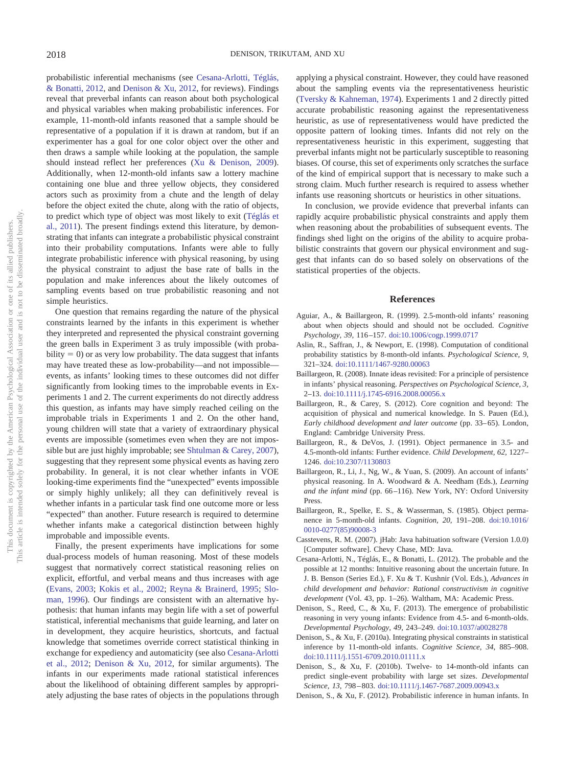probabilistic inferential mechanisms (see Cesana-Arlotti, Téglás, & Bonatti, 2012, and Denison & Xu, 2012, for reviews). Findings reveal that preverbal infants can reason about both psychological and physical variables when making probabilistic inferences. For example, 11-month-old infants reasoned that a sample should be representative of a population if it is drawn at random, but if an experimenter has a goal for one color object over the other and then draws a sample while looking at the population, the sample should instead reflect her preferences (Xu & Denison, 2009). Additionally, when 12-month-old infants saw a lottery machine containing one blue and three yellow objects, they considered actors such as proximity from a chute and the length of delay before the object exited the chute, along with the ratio of objects, to predict which type of object was most likely to exit (Téglás et al., 2011). The present findings extend this literature, by demonstrating that infants can integrate a probabilistic physical constraint into their probability computations. Infants were able to fully integrate probabilistic inference with physical reasoning, by using the physical constraint to adjust the base rate of balls in the population and make inferences about the likely outcomes of sampling events based on true probabilistic reasoning and not simple heuristics.

One question that remains regarding the nature of the physical constraints learned by the infants in this experiment is whether they interpreted and represented the physical constraint governing the green balls in Experiment 3 as truly impossible (with probability = 0) or as very low probability. The data suggest that infants may have treated these as low-probability—and not impossible—events, as infants' looking times to these outcomes did not differ significantly from looking times to the improbable events in Experiments 1 and 2. The current experiments do not directly address this question, as infants may have simply reached ceiling on the improbable trials in Experiments 1 and 2. On the other hand, young children will state that a variety of extraordinary physical events are impossible (sometimes even when they are not impossible but are just highly improbable; see Shtulman & Carey, 2007), suggesting that they represent some physical events as having zero probability. In general, it is not clear whether infants in VOE looking-time experiments find the "unexpected" events impossible or simply highly unlikely; all they can definitively reveal is whether infants in a particular task find one outcome more or less "expected" than another. Future research is required to determine whether infants make a categorical distinction between highly improbable and impossible events.

Finally, the present experiments have implications for some dual-process models of human reasoning. Most of these models suggest that normatively correct statistical reasoning relies on explicit, effortful, and verbal means and thus increases with age (Evans, 2003; Kokis et al., 2002; Reyna & Brainerd, 1995; Sloman, 1996). Our findings are consistent with an alternative hypothesis: that human infants may begin life with a set of powerful statistical, inferential mechanisms that guide learning, and later on in development, they acquire heuristics, shortcuts, and factual knowledge that sometimes override correct statistical thinking in exchange for expediency and automaticity (see also Cesana-Arlotti et al., 2012; Denison & Xu, 2012, for similar arguments). The infants in our experiments made rational statistical inferences about the likelihood of obtaining different samples by appropriately adjusting the base rates of objects in the populations through applying a physical constraint. However, they could have reasoned about the sampling events via the representativeness heuristic (Tversky & Kahneman, 1974). Experiments 1 and 2 directly pitted accurate probabilistic reasoning against the representativeness heuristic, as use of representativeness would have predicted the opposite pattern of looking times. Infants did not rely on the representativeness heuristic in this experiment, suggesting that preverbal infants might not be particularly susceptible to reasoning biases. Of course, this set of experiments only scratches the surface of the kind of empirical support that is necessary to make such a strong claim. Much further research is required to assess whether infants use reasoning shortcuts or heuristics in other situations.

In conclusion, we provide evidence that preverbal infants can rapidly acquire probabilistic physical constraints and apply them when reasoning about the probabilities of subsequent events. The findings shed light on the origins of the ability to acquire probabilistic constraints that govern our physical environment and suggest that infants can do so based solely on observations of the statistical properties of the objects.

## References

Aguiar, A., & Baillargeon, R. (1999). 2.5-month-old infants' reasoning about when objects should and should not be occluded. *Cognitive Psychology, 39*, 116–157. doi:10.1006/cogp.1999.0717

Aslin, R., Saffran, J., & Newport, E. (1998). Computation of conditional probability statistics by 8-month-old infants. *Psychological Science, 9*, 321–324. doi:10.1111/1467-9280.00063

Baillargeon, R. (2008). Innate ideas revisited: For a principle of persistence in infants' physical reasoning. *Perspectives on Psychological Science, 3*, 2–13. doi:10.1111/j.1745-6916.2008.00056.x

Baillargeon, R., & Carey, S. (2012). Core cognition and beyond: The acquisition of physical and numerical knowledge. In S. Pauen (Ed.), *Early childhood development and later outcome* (pp. 33–65). London, England: Cambridge University Press.

Baillargeon, R., & DeVos, J. (1991). Object permanence in 3.5- and 4.5-month-old infants: Further evidence. *Child Development, 62*, 1227–1246. doi:10.2307/1130803

Baillargeon, R., Li, J., Ng, W., & Yuan, S. (2009). An account of infants' physical reasoning. In A. Woodward & A. Needham (Eds.), *Learning and the infant mind* (pp. 66–116). New York, NY: Oxford University Press.

Baillargeon, R., Spelke, E. S., & Wasserman, S. (1985). Object permanence in 5-month-old infants. *Cognition, 20*, 191–208. doi:10.1016/0010-0277(85)90008-3

Casstevens, R. M. (2007). jHab: Java habituation software (Version 1.0.0) [Computer software]. Chevy Chase, MD: Java.

Cesana-Arlotti, N., Téglás, E., & Bonatti, L. (2012). The probable and the possible at 12 months: Intuitive reasoning about the uncertain future. In J. B. Benson (Series Ed.), F. Xu & T. Kushnir (Vol. Eds.), *Advances in child development and behavior: Rational constructivism in cognitive development* (Vol. 43, pp. 1–26). Waltham, MA: Academic Press.

Denison, S., Reed, C., & Xu, F. (2013). The emergence of probabilistic reasoning in very young infants: Evidence from 4.5- and 6-month-olds. *Developmental Psychology, 49*, 243–249. doi:10.1037/a0028278

Denison, S., & Xu, F. (2010a). Integrating physical constraints in statistical inference by 11-month-old infants. *Cognitive Science, 34*, 885–908. doi:10.1111/j.1551-6709.2010.01111.x

Denison, S., & Xu, F. (2010b). Twelve- to 14-month-old infants can predict single-event probability with large set sizes. *Developmental Science, 13*, 798–803. doi:10.1111/j.1467-7687.2009.00943.x

Denison, S., & Xu, F. (2012). Probabilistic inference in human infants. In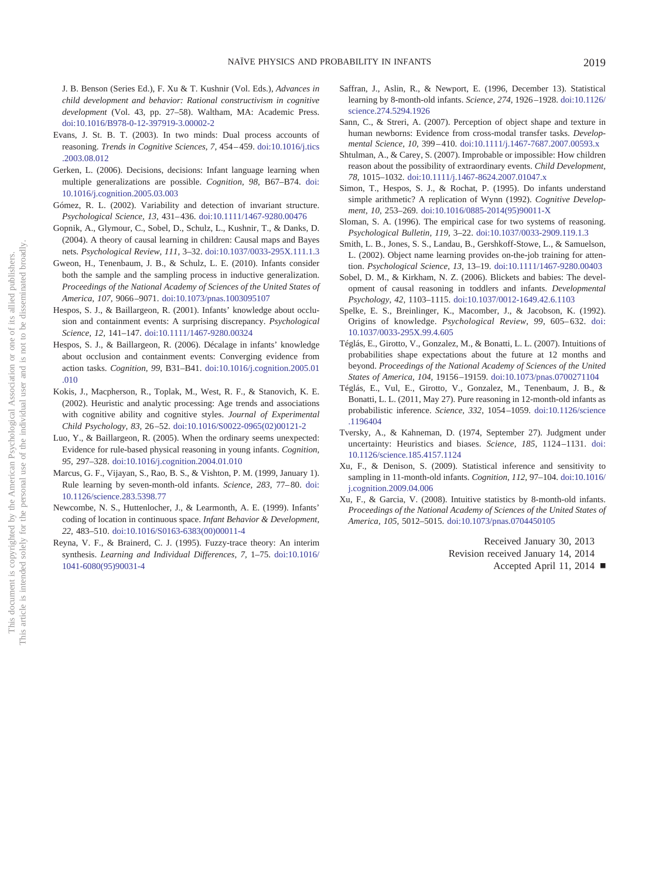J. B. Benson (Series Ed.), F. Xu & T. Kushnir (Vol. Eds.), *Advances in child development and behavior: Rational constructivism in cognitive development* (Vol. 43, pp. 27–58). Waltham, MA: Academic Press. doi:10.1016/B978-0-12-397919-3.00002-2

Evans, J. St. B. T. (2003). In two minds: Dual process accounts of reasoning. *Trends in Cognitive Sciences, 7,* 454–459. doi:10.1016/j.tics.2003.08.012

Gerken, L. (2006). Decisions, decisions: Infant language learning when multiple generalizations are possible. *Cognition, 98,* B67–B74. doi:10.1016/j.cognition.2005.03.003

Gómez, R. L. (2002). Variability and detection of invariant structure. *Psychological Science, 13,* 431–436. doi:10.1111/1467-9280.00476

Gopnik, A., Glymour, C., Sobel, D., Schulz, L., Kushnir, T., & Danks, D. (2004). A theory of causal learning in children: Causal maps and Bayes nets. *Psychological Review, 111,* 3–32. doi:10.1037/0033-295X.111.1.3

Gweon, H., Tenenbaum, J. B., & Schulz, L. E. (2010). Infants consider both the sample and the sampling process in inductive generalization. *Proceedings of the National Academy of Sciences of the United States of America, 107,* 9066–9071. doi:10.1073/pnas.1003095107

Hespos, S. J., & Baillargeon, R. (2001). Infants' knowledge about occlusion and containment events: A surprising discrepancy. *Psychological Science, 12,* 141–147. doi:10.1111/1467-9280.00324

Hespos, S. J., & Baillargeon, R. (2006). Décalage in infants' knowledge about occlusion and containment events: Converging evidence from action tasks. *Cognition, 99,* B31–B41. doi:10.1016/j.cognition.2005.01.010

Kokis, J., Macpherson, R., Toplak, M., West, R. F., & Stanovich, K. E. (2002). Heuristic and analytic processing: Age trends and associations with cognitive ability and cognitive styles. *Journal of Experimental Child Psychology, 83,* 26–52. doi:10.1016/S0022-0965(02)00121-2

Luo, Y., & Baillargeon, R. (2005). When the ordinary seems unexpected: Evidence for rule-based physical reasoning in young infants. *Cognition, 95,* 297–328. doi:10.1016/j.cognition.2004.01.010

Marcus, G. F., Vijayan, S., Rao, B. S., & Vishton, P. M. (1999, January 1). Rule learning by seven-month-old infants. *Science, 283,* 77–80. doi:10.1126/science.283.5398.77

Newcombe, N. S., Huttenlocher, J., & Learmonth, A. E. (1999). Infants' coding of location in continuous space. *Infant Behavior & Development, 22,* 483–510. doi:10.1016/S0163-6383(00)00011-4

Reyna, V. F., & Brainerd, C. J. (1995). Fuzzy-trace theory: An interim synthesis. *Learning and Individual Differences, 7,* 1–75. doi:10.1016/1041-6080(95)90031-4

Saffran, J., Aslin, R., & Newport, E. (1996, December 13). Statistical learning by 8-month-old infants. *Science, 274,* 1926–1928. doi:10.1126/science.274.5294.1926

Sann, C., & Streri, A. (2007). Perception of object shape and texture in human newborns: Evidence from cross-modal transfer tasks. *Developmental Science, 10,* 399–410. doi:10.1111/j.1467-7687.2007.00593.x

Shtulman, A., & Carey, S. (2007). Improbable or impossible: How children reason about the possibility of extraordinary events. *Child Development, 78,* 1015–1032. doi:10.1111/j.1467-8624.2007.01047.x

Simon, T., Hespos, S. J., & Rochat, P. (1995). Do infants understand simple arithmetic? A replication of Wynn (1992). *Cognitive Development, 10,* 253–269. doi:10.1016/0885-2014(95)90011-X

Sloman, S. A. (1996). The empirical case for two systems of reasoning. *Psychological Bulletin, 119,* 3–22. doi:10.1037/0033-2909.119.1.3

Smith, L. B., Jones, S. S., Landau, B., Gershkoff-Stowe, L., & Samuelson, L. (2002). Object name learning provides on-the-job training for attention. *Psychological Science, 13,* 13–19. doi:10.1111/1467-9280.00403

Sobel, D. M., & Kirkham, N. Z. (2006). Blickets and babies: The development of causal reasoning in toddlers and infants. *Developmental Psychology, 42,* 1103–1115. doi:10.1037/0012-1649.42.6.1103

Spelke, E. S., Breinlinger, K., Macomber, J., & Jacobson, K. (1992). Origins of knowledge. *Psychological Review, 99,* 605–632. doi:10.1037/0033-295X.99.4.605

Téglás, E., Girotto, V., Gonzalez, M., & Bonatti, L. L. (2007). Intuitions of probabilities shape expectations about the future at 12 months and beyond. *Proceedings of the National Academy of Sciences of the United States of America, 104,* 19156–19159. doi:10.1073/pnas.0700271104

Téglás, E., Vul, E., Girotto, V., Gonzalez, M., Tenenbaum, J. B., & Bonatti, L. L. (2011, May 27). Pure reasoning in 12-month-old infants as probabilistic inference. *Science, 332,* 1054–1059. doi:10.1126/science.1196404

Tversky, A., & Kahneman, D. (1974, September 27). Judgment under uncertainty: Heuristics and biases. *Science, 185,* 1124–1131. doi:10.1126/science.185.4157.1124

Xu, F., & Denison, S. (2009). Statistical inference and sensitivity to sampling in 11-month-old infants. *Cognition, 112,* 97–104. doi:10.1016/j.cognition.2009.04.006

Xu, F., & Garcia, V. (2008). Intuitive statistics by 8-month-old infants. *Proceedings of the National Academy of Sciences of the United States of America, 105,* 5012–5015. doi:10.1073/pnas.0704450105

Received January 30, 2013
Revision received January 14, 2014
Accepted April 11, 2014 ■